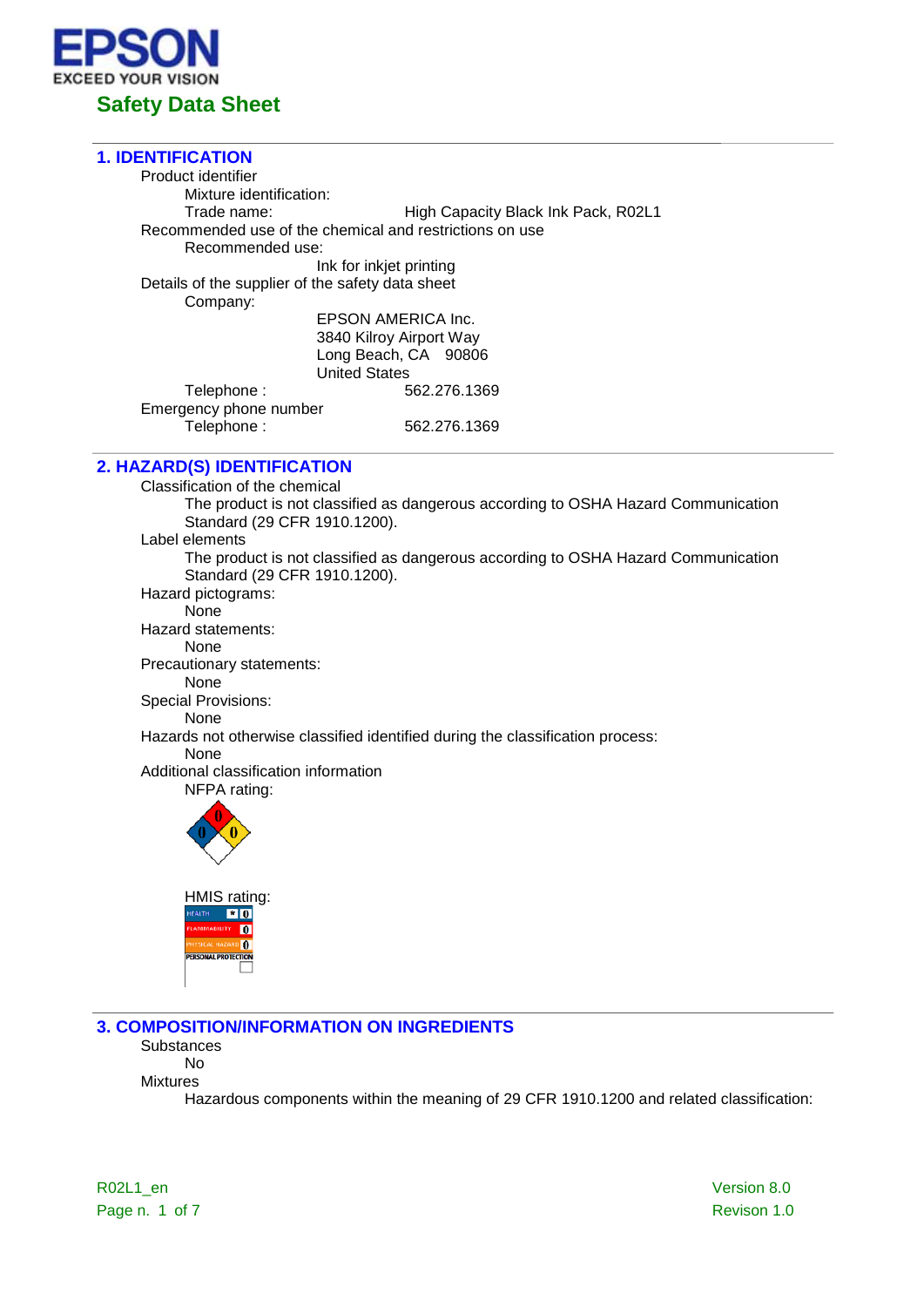EPSON
EXCEED YOUR VISION

# Safety Data Sheet

## 1. IDENTIFICATION

Product identifier

Mixture identification:

Trade name: High Capacity Black Ink Pack, R02L1

Recommended use of the chemical and restrictions on use

Recommended use:

Ink for inkjet printing

Details of the supplier of the safety data sheet

Company:

EPSON AMERICA Inc.
3840 Kilroy Airport Way
Long Beach, CA 90806
United States

Telephone : 562.276.1369

Emergency phone number

Telephone : 562.276.1369

## 2. HAZARD(S) IDENTIFICATION

Classification of the chemical

The product is not classified as dangerous according to OSHA Hazard Communication Standard (29 CFR 1910.1200).

Label elements

The product is not classified as dangerous according to OSHA Hazard Communication Standard (29 CFR 1910.1200).

Hazard pictograms:

None

Hazard statements:

None

Precautionary statements:

None

Special Provisions:

None

Hazards not otherwise classified identified during the classification process:

None

Additional classification information

NFPA rating:

HMIS rating:

| HEALTH | * | 0 |
|---|---|---|
| FLAMMABILITY | | 0 |
| PHYSICAL HAZARD | | 0 |
| PERSONAL PROTECTION | | |

## 3. COMPOSITION/INFORMATION ON INGREDIENTS

Substances

No

Mixtures

Hazardous components within the meaning of 29 CFR 1910.1200 and related classification:

R02L1_en

Version 8.0
Revison 1.0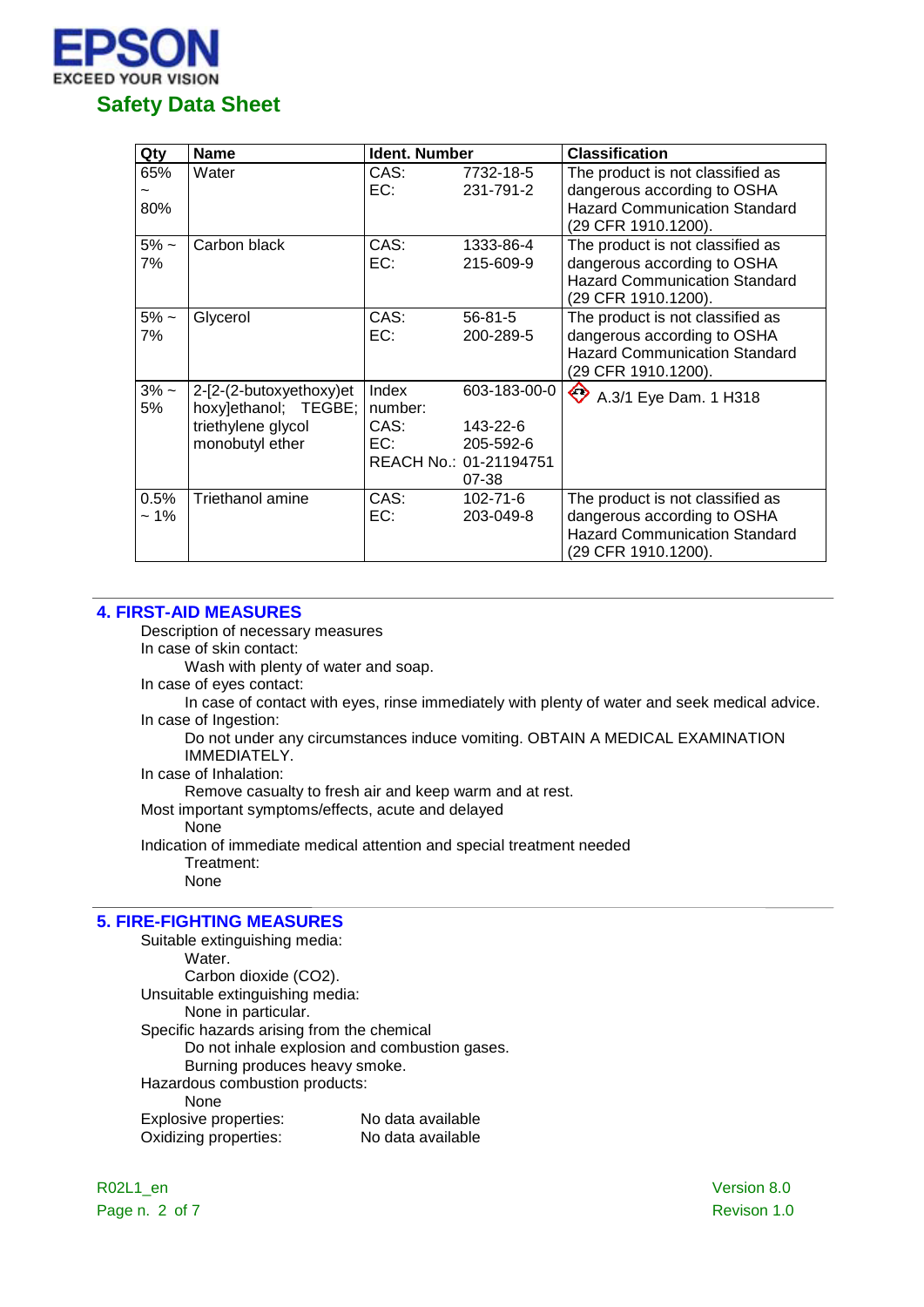| Qty | Name | Ident. Number | | Classification |
|---|---|---|---|---|
| 65% ~ 80% | Water | CAS:<br>EC: | 7732-18-5<br>231-791-2 | The product is not classified as dangerous according to OSHA Hazard Communication Standard (29 CFR 1910.1200). |
| 5% ~ 7% | Carbon black | CAS:<br>EC: | 1333-86-4<br>215-609-9 | The product is not classified as dangerous according to OSHA Hazard Communication Standard (29 CFR 1910.1200). |
| 5% ~ 7% | Glycerol | CAS:<br>EC: | 56-81-5<br>200-289-5 | The product is not classified as dangerous according to OSHA Hazard Communication Standard (29 CFR 1910.1200). |
| 3% ~ 5% | 2-[2-(2-butoxyethoxy)ethoxy]ethanol; TEGBE; triethylene glycol monobutyl ether | Index number:<br>CAS:<br>EC:<br>REACH No.: | 603-183-00-0<br>143-22-6<br>205-592-6<br>01-2119475107-38 | A.3/1 Eye Dam. 1 H318 |
| 0.5% ~ 1% | Triethanol amine | CAS:<br>EC: | 102-71-6<br>203-049-8 | The product is not classified as dangerous according to OSHA Hazard Communication Standard (29 CFR 1910.1200). |

## 4. FIRST-AID MEASURES

Description of necessary measures

In case of skin contact:

Wash with plenty of water and soap.

In case of eyes contact:

In case of contact with eyes, rinse immediately with plenty of water and seek medical advice.

In case of Ingestion:

Do not under any circumstances induce vomiting. OBTAIN A MEDICAL EXAMINATION IMMEDIATELY.

In case of Inhalation:

Remove casualty to fresh air and keep warm and at rest.

Most important symptoms/effects, acute and delayed

None

Indication of immediate medical attention and special treatment needed

Treatment:

None

## 5. FIRE-FIGHTING MEASURES

Suitable extinguishing media:

Water.

Carbon dioxide ($CO_2$).

Unsuitable extinguishing media:

None in particular.

Specific hazards arising from the chemical

Do not inhale explosion and combustion gases.

Burning produces heavy smoke.

Hazardous combustion products:

None

Explosive properties: No data available

Oxidizing properties: No data available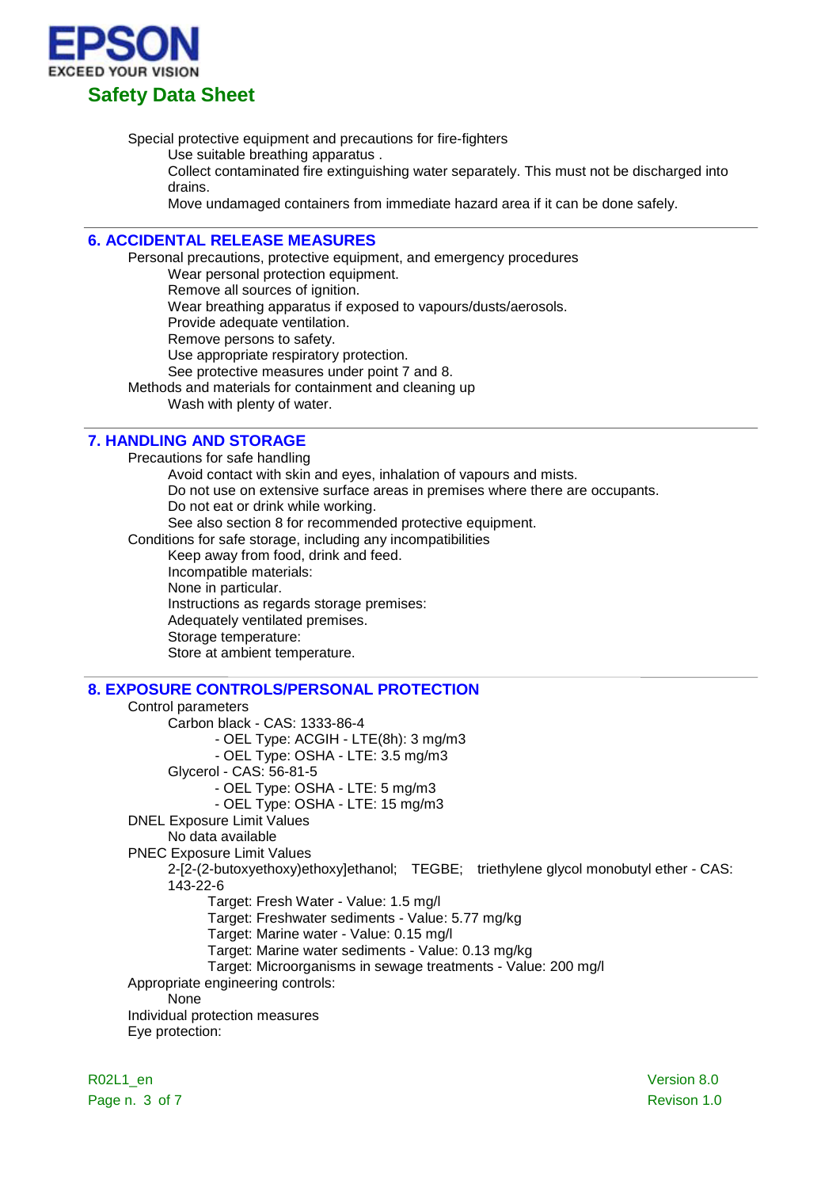Special protective equipment and precautions for fire-fighters

Use suitable breathing apparatus .

Collect contaminated fire extinguishing water separately. This must not be discharged into drains.

Move undamaged containers from immediate hazard area if it can be done safely.

## 6. ACCIDENTAL RELEASE MEASURES

Personal precautions, protective equipment, and emergency procedures

Wear personal protection equipment.

Remove all sources of ignition.

Wear breathing apparatus if exposed to vapours/dusts/aerosols.

Provide adequate ventilation.

Remove persons to safety.

Use appropriate respiratory protection.

See protective measures under point 7 and 8.

Methods and materials for containment and cleaning up

Wash with plenty of water.

## 7. HANDLING AND STORAGE

Precautions for safe handling

Avoid contact with skin and eyes, inhalation of vapours and mists.

Do not use on extensive surface areas in premises where there are occupants.

Do not eat or drink while working.

See also section 8 for recommended protective equipment.

Conditions for safe storage, including any incompatibilities

Keep away from food, drink and feed.

Incompatible materials:

None in particular.

Instructions as regards storage premises:

Adequately ventilated premises.

Storage temperature:

Store at ambient temperature.

## 8. EXPOSURE CONTROLS/PERSONAL PROTECTION

Control parameters

Carbon black - CAS: 1333-86-4

- OEL Type: ACGIH - LTE(8h): 3 mg/m3
- OEL Type: OSHA - LTE: 3.5 mg/m3

Glycerol - CAS: 56-81-5

- OEL Type: OSHA - LTE: 5 mg/m3
- OEL Type: OSHA - LTE: 15 mg/m3

DNEL Exposure Limit Values

No data available

PNEC Exposure Limit Values

2-[2-(2-butoxyethoxy)ethoxy]ethanol; TEGBE; triethylene glycol monobutyl ether - CAS: 143-22-6

Target: Fresh Water - Value: 1.5 mg/l

Target: Freshwater sediments - Value: 5.77 mg/kg

Target: Marine water - Value: 0.15 mg/l

Target: Marine water sediments - Value: 0.13 mg/kg

Target: Microorganisms in sewage treatments - Value: 200 mg/l

Appropriate engineering controls:

None

Individual protection measures

Eye protection: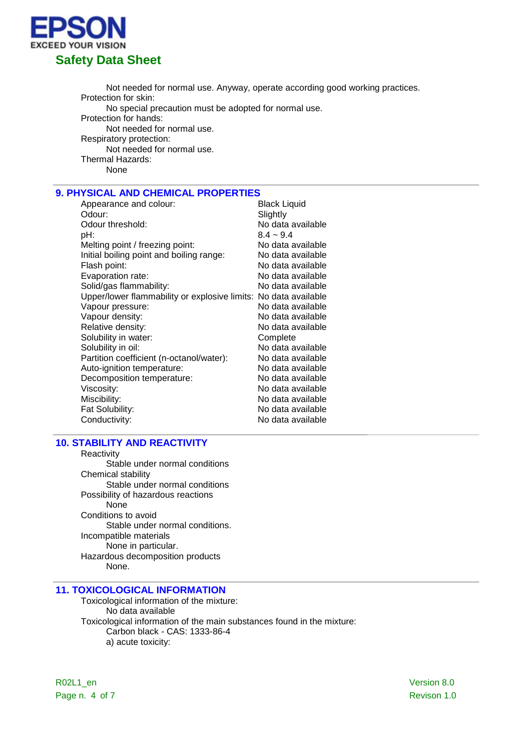Not needed for normal use. Anyway, operate according good working practices.

Protection for skin:

No special precaution must be adopted for normal use.

Protection for hands:

Not needed for normal use.

Respiratory protection:

Not needed for normal use.

Thermal Hazards:

None

## 9. PHYSICAL AND CHEMICAL PROPERTIES

| | |
|---|---|
| Appearance and colour: | Black Liquid |
| Odour: | Slightly |
| Odour threshold: | No data available |
| pH: | 8.4 ~ 9.4 |
| Melting point / freezing point: | No data available |
| Initial boiling point and boiling range: | No data available |
| Flash point: | No data available |
| Evaporation rate: | No data available |
| Solid/gas flammability: | No data available |
| Upper/lower flammability or explosive limits: | No data available |
| Vapour pressure: | No data available |
| Vapour density: | No data available |
| Relative density: | No data available |
| Solubility in water: | Complete |
| Solubility in oil: | No data available |
| Partition coefficient (n-octanol/water): | No data available |
| Auto-ignition temperature: | No data available |
| Decomposition temperature: | No data available |
| Viscosity: | No data available |
| Miscibility: | No data available |
| Fat Solubility: | No data available |
| Conductivity: | No data available |

## 10. STABILITY AND REACTIVITY

Reactivity

Stable under normal conditions

Chemical stability

Stable under normal conditions

Possibility of hazardous reactions

None

Conditions to avoid

Stable under normal conditions.

Incompatible materials

None in particular.

Hazardous decomposition products

None.

## 11. TOXICOLOGICAL INFORMATION

Toxicological information of the mixture:

No data available

Toxicological information of the main substances found in the mixture:

Carbon black - CAS: 1333-86-4

a) acute toxicity: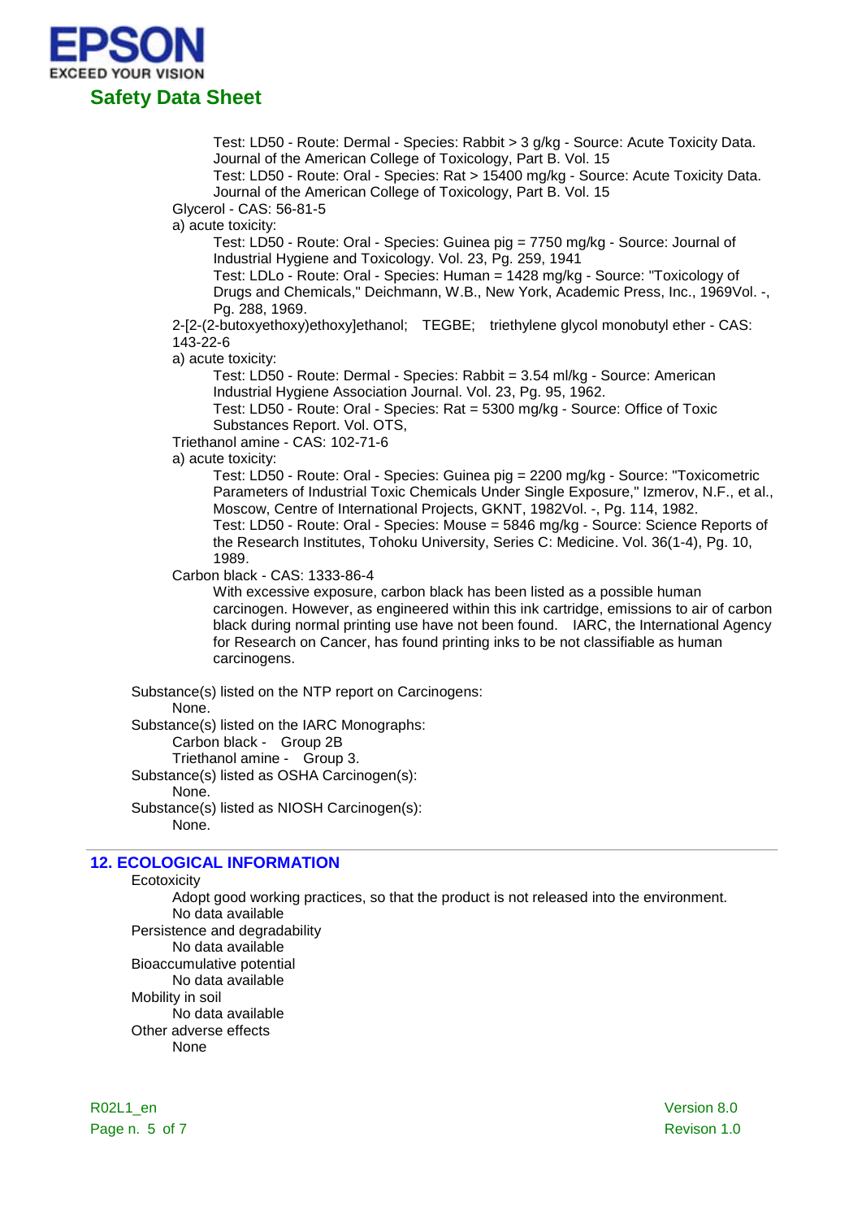Test: LD50 - Route: Dermal - Species: Rabbit > 3 g/kg - Source: Acute Toxicity Data. Journal of the American College of Toxicology, Part B. Vol. 15
Test: LD50 - Route: Oral - Species: Rat > 15400 mg/kg - Source: Acute Toxicity Data. Journal of the American College of Toxicology, Part B. Vol. 15

Glycerol - CAS: 56-81-5

a) acute toxicity:

Test: LD50 - Route: Oral - Species: Guinea pig = 7750 mg/kg - Source: Journal of Industrial Hygiene and Toxicology. Vol. 23, Pg. 259, 1941
Test: LDLo - Route: Oral - Species: Human = 1428 mg/kg - Source: "Toxicology of Drugs and Chemicals," Deichmann, W.B., New York, Academic Press, Inc., 1969Vol. -, Pg. 288, 1969.

2-[2-(2-butoxyethoxy)ethoxy]ethanol; TEGBE; triethylene glycol monobutyl ether - CAS: 143-22-6

a) acute toxicity:

Test: LD50 - Route: Dermal - Species: Rabbit = 3.54 ml/kg - Source: American Industrial Hygiene Association Journal. Vol. 23, Pg. 95, 1962.
Test: LD50 - Route: Oral - Species: Rat = 5300 mg/kg - Source: Office of Toxic Substances Report. Vol. OTS,

Triethanol amine - CAS: 102-71-6

a) acute toxicity:

Test: LD50 - Route: Oral - Species: Guinea pig = 2200 mg/kg - Source: "Toxicometric Parameters of Industrial Toxic Chemicals Under Single Exposure," Izmerov, N.F., et al., Moscow, Centre of International Projects, GKNT, 1982Vol. -, Pg. 114, 1982.
Test: LD50 - Route: Oral - Species: Mouse = 5846 mg/kg - Source: Science Reports of the Research Institutes, Tohoku University, Series C: Medicine. Vol. 36(1-4), Pg. 10, 1989.

Carbon black - CAS: 1333-86-4

With excessive exposure, carbon black has been listed as a possible human carcinogen. However, as engineered within this ink cartridge, emissions to air of carbon black during normal printing use have not been found. IARC, the International Agency for Research on Cancer, has found printing inks to be not classifiable as human carcinogens.

Substance(s) listed on the NTP report on Carcinogens:
None.

Substance(s) listed on the IARC Monographs:
Carbon black - Group 2B
Triethanol amine - Group 3.

Substance(s) listed as OSHA Carcinogen(s):
None.

Substance(s) listed as NIOSH Carcinogen(s):
None.

## 12. ECOLOGICAL INFORMATION

Ecotoxicity

Adopt good working practices, so that the product is not released into the environment.
No data available

Persistence and degradability

No data available

Bioaccumulative potential

No data available

Mobility in soil

No data available

Other adverse effects

None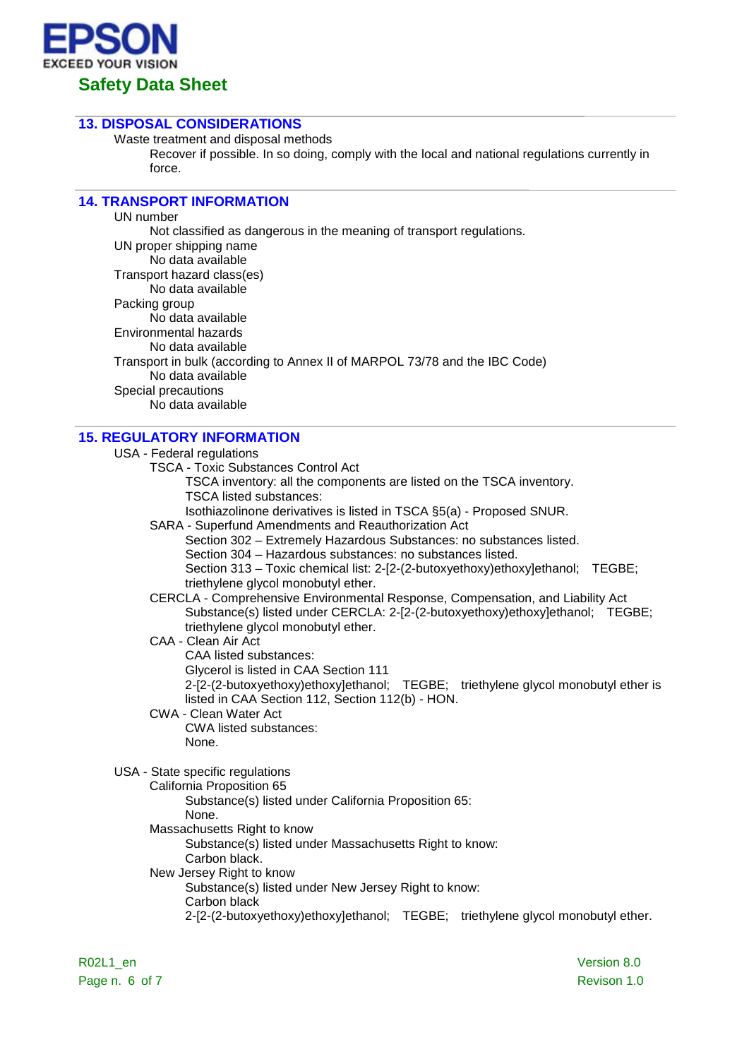## 13. DISPOSAL CONSIDERATIONS

Waste treatment and disposal methods

Recover if possible. In so doing, comply with the local and national regulations currently in force.

## 14. TRANSPORT INFORMATION

UN number

Not classified as dangerous in the meaning of transport regulations.

UN proper shipping name

No data available

Transport hazard class(es)

No data available

Packing group

No data available

Environmental hazards

No data available

Transport in bulk (according to Annex II of MARPOL 73/78 and the IBC Code)

No data available

Special precautions

No data available

## 15. REGULATORY INFORMATION

USA - Federal regulations

TSCA - Toxic Substances Control Act

TSCA inventory: all the components are listed on the TSCA inventory.

TSCA listed substances:

Isothiazolinone derivatives is listed in TSCA §5(a) - Proposed SNUR.

SARA - Superfund Amendments and Reauthorization Act

Section 302 – Extremely Hazardous Substances: no substances listed.

Section 304 – Hazardous substances: no substances listed.

Section 313 – Toxic chemical list: 2-[2-(2-butoxyethoxy)ethoxy]ethanol; TEGBE; triethylene glycol monobutyl ether.

CERCLA - Comprehensive Environmental Response, Compensation, and Liability Act

Substance(s) listed under CERCLA: 2-[2-(2-butoxyethoxy)ethoxy]ethanol; TEGBE; triethylene glycol monobutyl ether.

CAA - Clean Air Act

CAA listed substances:

Glycerol is listed in CAA Section 111

2-[2-(2-butoxyethoxy)ethoxy]ethanol; TEGBE; triethylene glycol monobutyl ether is listed in CAA Section 112, Section 112(b) - HON.

CWA - Clean Water Act

CWA listed substances:

None.

USA - State specific regulations

California Proposition 65

Substance(s) listed under California Proposition 65:

None.

Massachusetts Right to know

Substance(s) listed under Massachusetts Right to know:

Carbon black.

New Jersey Right to know

Substance(s) listed under New Jersey Right to know:

Carbon black

2-[2-(2-butoxyethoxy)ethoxy]ethanol; TEGBE; triethylene glycol monobutyl ether.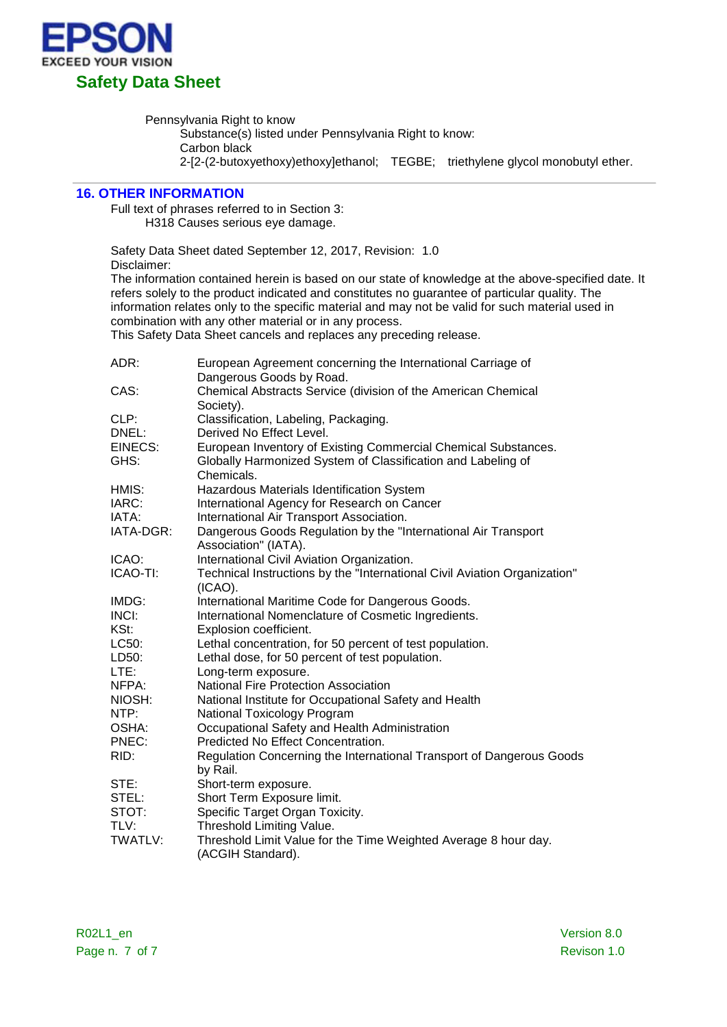Pennsylvania Right to know

Substance(s) listed under Pennsylvania Right to know:

Carbon black

2-[2-(2-butoxyethoxy)ethoxy]ethanol; TEGBE; triethylene glycol monobutyl ether.

## 16. OTHER INFORMATION

Full text of phrases referred to in Section 3:

H318 Causes serious eye damage.

Safety Data Sheet dated September 12, 2017, Revision: 1.0

Disclaimer:

The information contained herein is based on our state of knowledge at the above-specified date. It refers solely to the product indicated and constitutes no guarantee of particular quality. The information relates only to the specific material and may not be valid for such material used in combination with any other material or in any process.

This Safety Data Sheet cancels and replaces any preceding release.

| | |
|---|---|
| ADR: | European Agreement concerning the International Carriage of Dangerous Goods by Road. |
| CAS: | Chemical Abstracts Service (division of the American Chemical Society). |
| CLP: | Classification, Labeling, Packaging. |
| DNEL: | Derived No Effect Level. |
| EINECS: | European Inventory of Existing Commercial Chemical Substances. |
| GHS: | Globally Harmonized System of Classification and Labeling of Chemicals. |
| HMIS: | Hazardous Materials Identification System |
| IARC: | International Agency for Research on Cancer |
| IATA: | International Air Transport Association. |
| IATA-DGR: | Dangerous Goods Regulation by the "International Air Transport Association" (IATA). |
| ICAO: | International Civil Aviation Organization. |
| ICAO-TI: | Technical Instructions by the "International Civil Aviation Organization" (ICAO). |
| IMDG: | International Maritime Code for Dangerous Goods. |
| INCI: | International Nomenclature of Cosmetic Ingredients. |
| KSt: | Explosion coefficient. |
| LC50: | Lethal concentration, for 50 percent of test population. |
| LD50: | Lethal dose, for 50 percent of test population. |
| LTE: | Long-term exposure. |
| NFPA: | National Fire Protection Association |
| NIOSH: | National Institute for Occupational Safety and Health |
| NTP: | National Toxicology Program |
| OSHA: | Occupational Safety and Health Administration |
| PNEC: | Predicted No Effect Concentration. |
| RID: | Regulation Concerning the International Transport of Dangerous Goods by Rail. |
| STE: | Short-term exposure. |
| STEL: | Short Term Exposure limit. |
| STOT: | Specific Target Organ Toxicity. |
| TLV: | Threshold Limiting Value. |
| TWATLV: | Threshold Limit Value for the Time Weighted Average 8 hour day. (ACGIH Standard). |